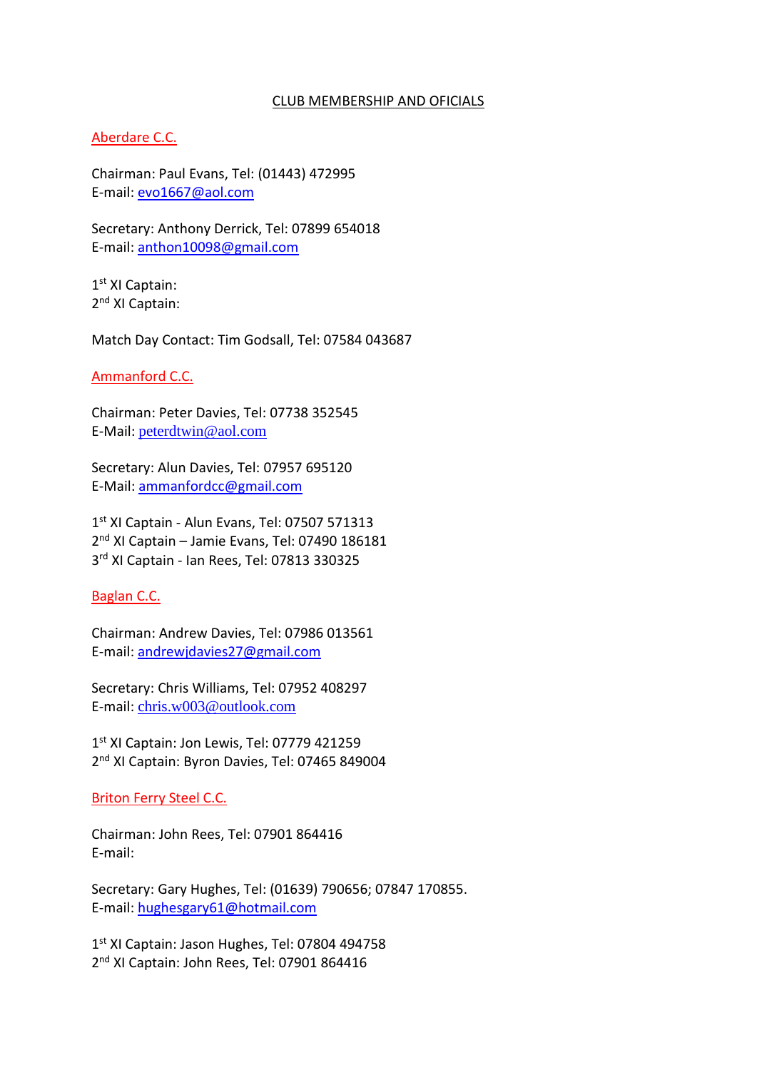# CLUB MEMBERSHIP AND OFICIALS

## Aberdare C.C.

Chairman: Paul Evans, Tel: (01443) 472995
E-mail: evo1667@aol.com

Secretary: Anthony Derrick, Tel: 07899 654018
E-mail: anthon10098@gmail.com

1st XI Captain:
2nd XI Captain:

Match Day Contact: Tim Godsall, Tel: 07584 043687

## Ammanford C.C.

Chairman: Peter Davies, Tel: 07738 352545
E-Mail: peterdtwin@aol.com

Secretary: Alun Davies, Tel: 07957 695120
E-Mail: ammanfordcc@gmail.com

1st XI Captain - Alun Evans, Tel: 07507 571313
2nd XI Captain – Jamie Evans, Tel: 07490 186181
3rd XI Captain - Ian Rees, Tel: 07813 330325

## Baglan C.C.

Chairman: Andrew Davies, Tel: 07986 013561
E-mail: andrewjdavies27@gmail.com

Secretary: Chris Williams, Tel: 07952 408297
E-mail: chris.w003@outlook.com

1st XI Captain: Jon Lewis, Tel: 07779 421259
2nd XI Captain: Byron Davies, Tel: 07465 849004

## Briton Ferry Steel C.C.

Chairman: John Rees, Tel: 07901 864416
E-mail:

Secretary: Gary Hughes, Tel: (01639) 790656; 07847 170855.
E-mail: hughesgary61@hotmail.com

1st XI Captain: Jason Hughes, Tel: 07804 494758
2nd XI Captain: John Rees, Tel: 07901 864416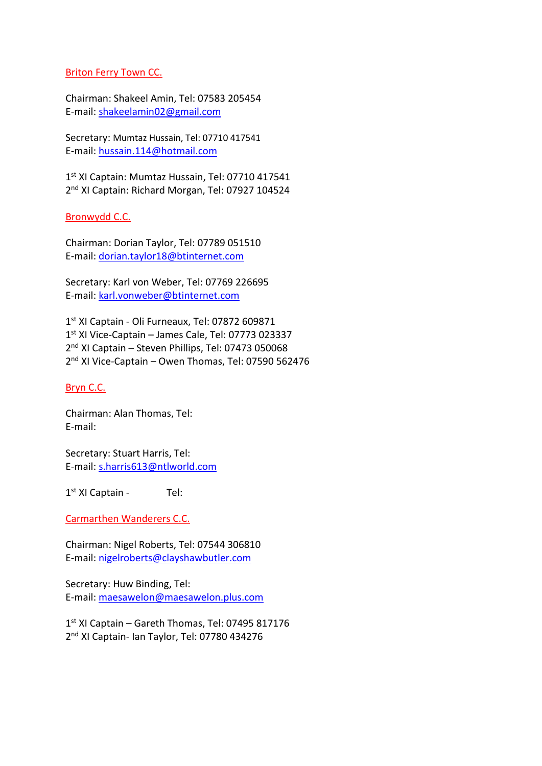## Briton Ferry Town CC.

Chairman: Shakeel Amin, Tel: 07583 205454
E-mail: shakeelamin02@gmail.com

Secretary: Mumtaz Hussain, Tel: 07710 417541
E-mail: hussain.114@hotmail.com

1st XI Captain: Mumtaz Hussain, Tel: 07710 417541
2nd XI Captain: Richard Morgan, Tel: 07927 104524

## Bronwydd C.C.

Chairman: Dorian Taylor, Tel: 07789 051510
E-mail: dorian.taylor18@btinternet.com

Secretary: Karl von Weber, Tel: 07769 226695
E-mail: karl.vonweber@btinternet.com

1st XI Captain - Oli Furneaux, Tel: 07872 609871
1st XI Vice-Captain – James Cale, Tel: 07773 023337
2nd XI Captain – Steven Phillips, Tel: 07473 050068
2nd XI Vice-Captain – Owen Thomas, Tel: 07590 562476

## Bryn C.C.

Chairman: Alan Thomas, Tel:
E-mail:

Secretary: Stuart Harris, Tel:
E-mail: s.harris613@ntlworld.com

1st XI Captain - Tel:

## Carmarthen Wanderers C.C.

Chairman: Nigel Roberts, Tel: 07544 306810
E-mail: nigelroberts@clayshawbutler.com

Secretary: Huw Binding, Tel:
E-mail: maesawelon@maesawelon.plus.com

1st XI Captain – Gareth Thomas, Tel: 07495 817176
2nd XI Captain- Ian Taylor, Tel: 07780 434276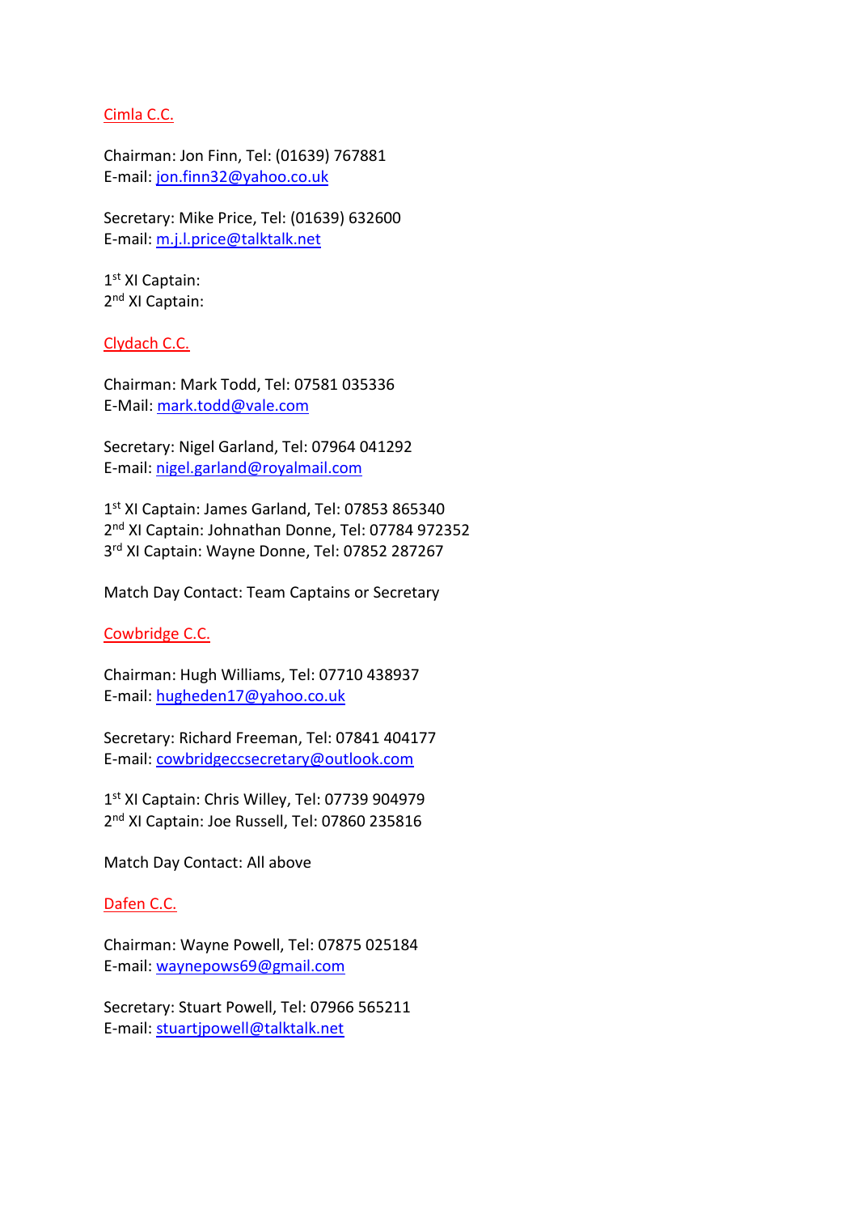## Cimla C.C.

Chairman: Jon Finn, Tel: (01639) 767881
E-mail: jon.finn32@yahoo.co.uk

Secretary: Mike Price, Tel: (01639) 632600
E-mail: m.j.l.price@talktalk.net

1st XI Captain:
2nd XI Captain:

## Clydach C.C.

Chairman: Mark Todd, Tel: 07581 035336
E-Mail: mark.todd@vale.com

Secretary: Nigel Garland, Tel: 07964 041292
E-mail: nigel.garland@royalmail.com

1st XI Captain: James Garland, Tel: 07853 865340
2nd XI Captain: Johnathan Donne, Tel: 07784 972352
3rd XI Captain: Wayne Donne, Tel: 07852 287267

Match Day Contact: Team Captains or Secretary

## Cowbridge C.C.

Chairman: Hugh Williams, Tel: 07710 438937
E-mail: hugheden17@yahoo.co.uk

Secretary: Richard Freeman, Tel: 07841 404177
E-mail: cowbridgeccsecretary@outlook.com

1st XI Captain: Chris Willey, Tel: 07739 904979
2nd XI Captain: Joe Russell, Tel: 07860 235816

Match Day Contact: All above

## Dafen C.C.

Chairman: Wayne Powell, Tel: 07875 025184
E-mail: waynepows69@gmail.com

Secretary: Stuart Powell, Tel: 07966 565211
E-mail: stuartjpowell@talktalk.net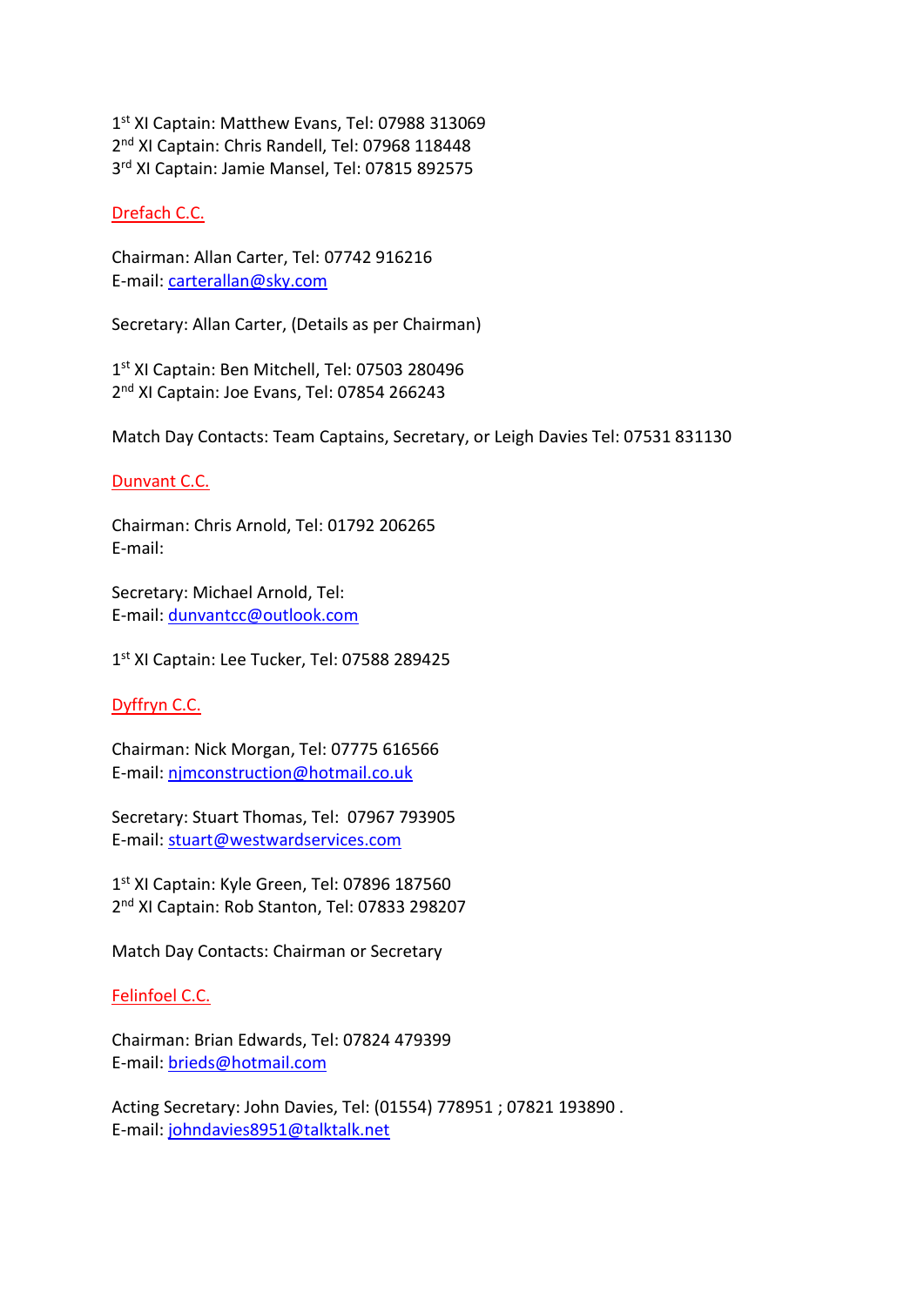1st XI Captain: Matthew Evans, Tel: 07988 313069
2nd XI Captain: Chris Randell, Tel: 07968 118448
3rd XI Captain: Jamie Mansel, Tel: 07815 892575

## Drefach C.C.

Chairman: Allan Carter, Tel: 07742 916216
E-mail: carterallan@sky.com

Secretary: Allan Carter, (Details as per Chairman)

1st XI Captain: Ben Mitchell, Tel: 07503 280496
2nd XI Captain: Joe Evans, Tel: 07854 266243

Match Day Contacts: Team Captains, Secretary, or Leigh Davies Tel: 07531 831130

## Dunvant C.C.

Chairman: Chris Arnold, Tel: 01792 206265
E-mail:

Secretary: Michael Arnold, Tel:
E-mail: dunvantcc@outlook.com

1st XI Captain: Lee Tucker, Tel: 07588 289425

## Dyffryn C.C.

Chairman: Nick Morgan, Tel: 07775 616566
E-mail: njmconstruction@hotmail.co.uk

Secretary: Stuart Thomas, Tel: 07967 793905
E-mail: stuart@westwardservices.com

1st XI Captain: Kyle Green, Tel: 07896 187560
2nd XI Captain: Rob Stanton, Tel: 07833 298207

Match Day Contacts: Chairman or Secretary

## Felinfoel C.C.

Chairman: Brian Edwards, Tel: 07824 479399
E-mail: brieds@hotmail.com

Acting Secretary: John Davies, Tel: (01554) 778951 ; 07821 193890 .
E-mail: johndavies8951@talktalk.net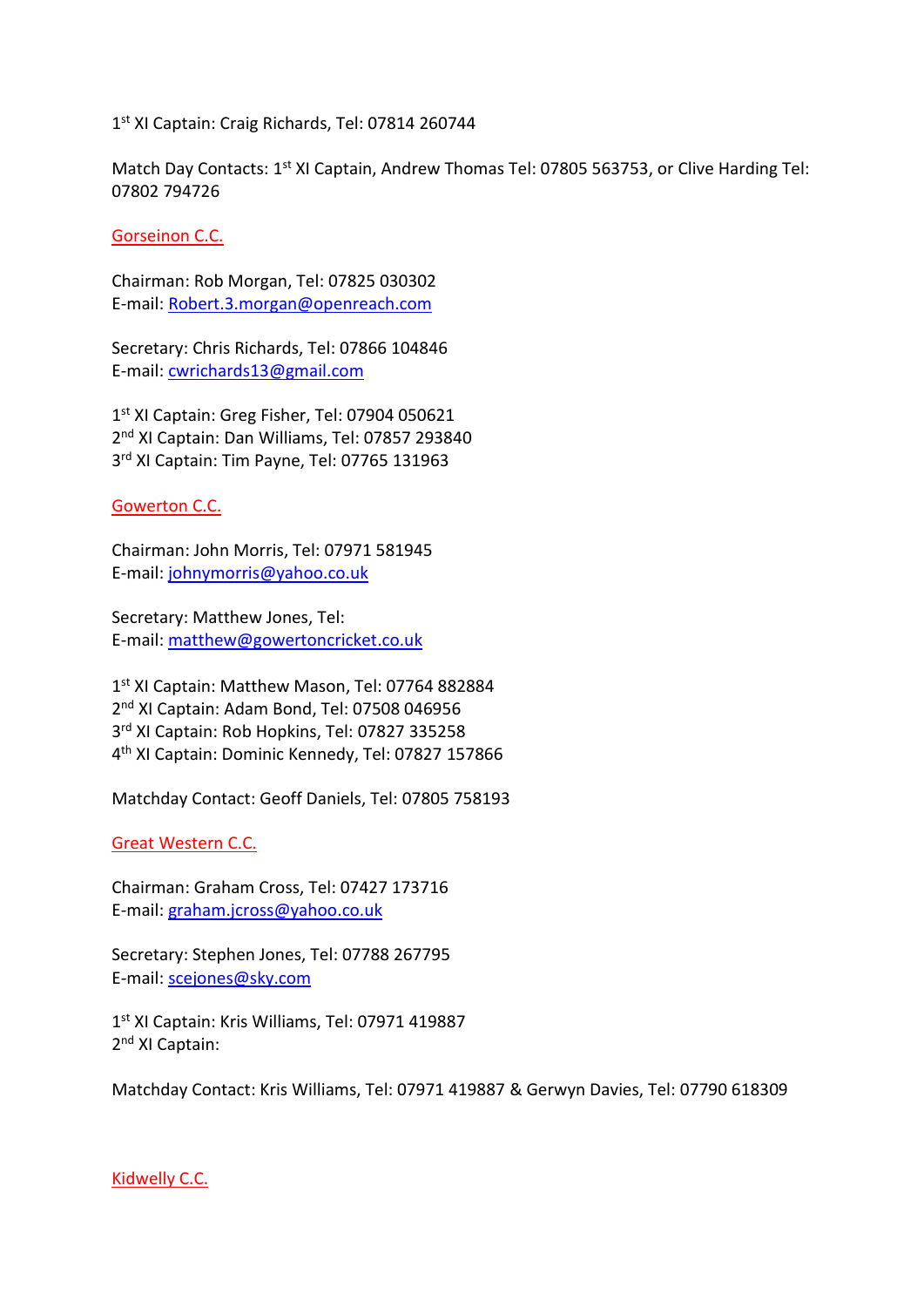1st XI Captain: Craig Richards, Tel: 07814 260744

Match Day Contacts: 1st XI Captain, Andrew Thomas Tel: 07805 563753, or Clive Harding Tel: 07802 794726

## Gorseinon C.C.

Chairman: Rob Morgan, Tel: 07825 030302
E-mail: Robert.3.morgan@openreach.com

Secretary: Chris Richards, Tel: 07866 104846
E-mail: cwrichards13@gmail.com

1st XI Captain: Greg Fisher, Tel: 07904 050621
2nd XI Captain: Dan Williams, Tel: 07857 293840
3rd XI Captain: Tim Payne, Tel: 07765 131963

## Gowerton C.C.

Chairman: John Morris, Tel: 07971 581945
E-mail: johnymorris@yahoo.co.uk

Secretary: Matthew Jones, Tel:
E-mail: matthew@gowertoncricket.co.uk

1st XI Captain: Matthew Mason, Tel: 07764 882884
2nd XI Captain: Adam Bond, Tel: 07508 046956
3rd XI Captain: Rob Hopkins, Tel: 07827 335258
4th XI Captain: Dominic Kennedy, Tel: 07827 157866

Matchday Contact: Geoff Daniels, Tel: 07805 758193

## Great Western C.C.

Chairman: Graham Cross, Tel: 07427 173716
E-mail: graham.jcross@yahoo.co.uk

Secretary: Stephen Jones, Tel: 07788 267795
E-mail: scejones@sky.com

1st XI Captain: Kris Williams, Tel: 07971 419887
2nd XI Captain:

Matchday Contact: Kris Williams, Tel: 07971 419887 & Gerwyn Davies, Tel: 07790 618309

## Kidwelly C.C.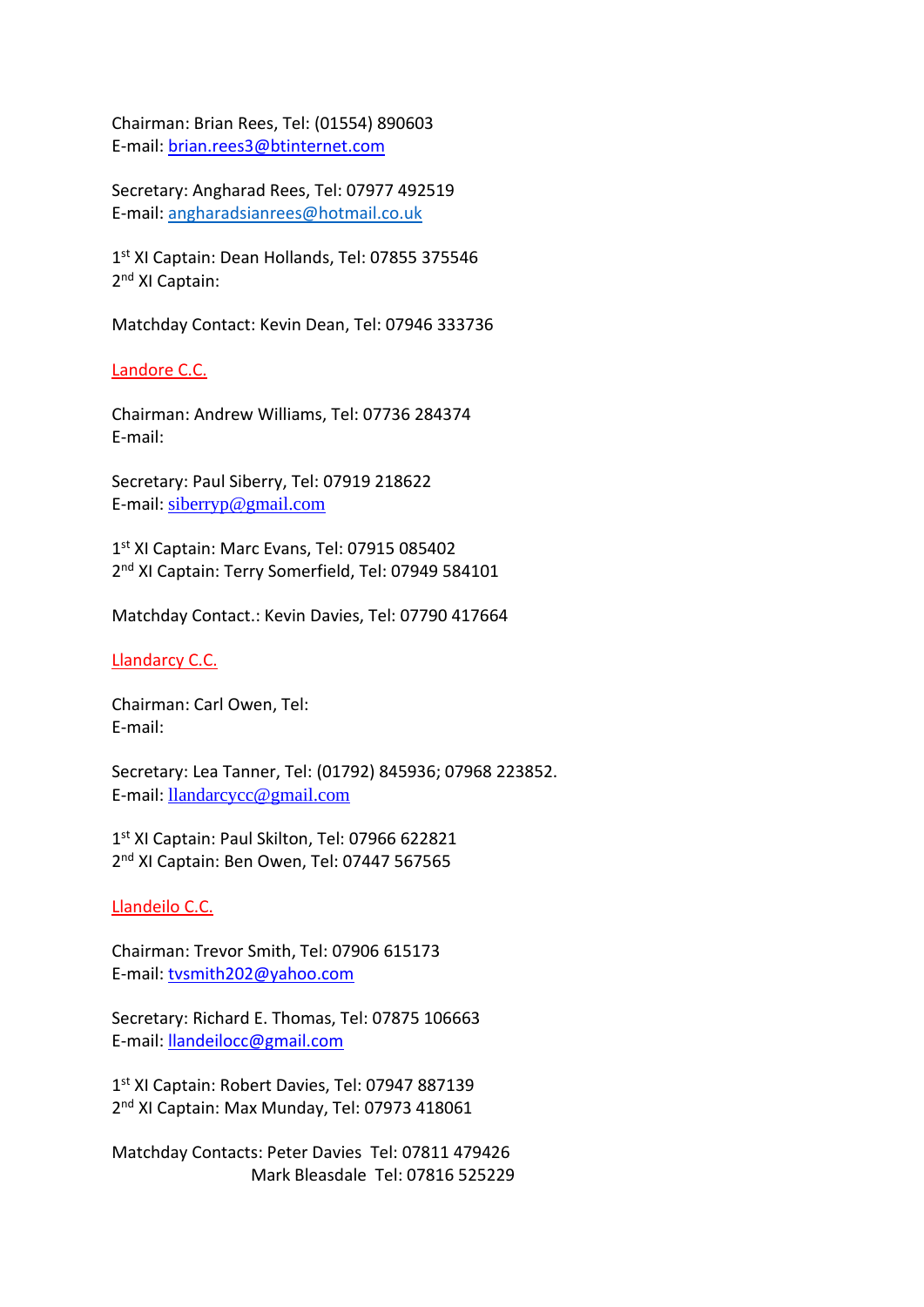Chairman: Brian Rees, Tel: (01554) 890603
E-mail: brian.rees3@btinternet.com

Secretary: Angharad Rees, Tel: 07977 492519
E-mail: angharadsianrees@hotmail.co.uk

1st XI Captain: Dean Hollands, Tel: 07855 375546
2nd XI Captain:

Matchday Contact: Kevin Dean, Tel: 07946 333736

## Landore C.C.

Chairman: Andrew Williams, Tel: 07736 284374
E-mail:

Secretary: Paul Siberry, Tel: 07919 218622
E-mail: siberryp@gmail.com

1st XI Captain: Marc Evans, Tel: 07915 085402
2nd XI Captain: Terry Somerfield, Tel: 07949 584101

Matchday Contact.: Kevin Davies, Tel: 07790 417664

## Llandarcy C.C.

Chairman: Carl Owen, Tel:
E-mail:

Secretary: Lea Tanner, Tel: (01792) 845936; 07968 223852.
E-mail: llandarcycc@gmail.com

1st XI Captain: Paul Skilton, Tel: 07966 622821
2nd XI Captain: Ben Owen, Tel: 07447 567565

## Llandeilo C.C.

Chairman: Trevor Smith, Tel: 07906 615173
E-mail: tvsmith202@yahoo.com

Secretary: Richard E. Thomas, Tel: 07875 106663
E-mail: llandeilocc@gmail.com

1st XI Captain: Robert Davies, Tel: 07947 887139
2nd XI Captain: Max Munday, Tel: 07973 418061

Matchday Contacts: Peter Davies Tel: 07811 479426
Mark Bleasdale Tel: 07816 525229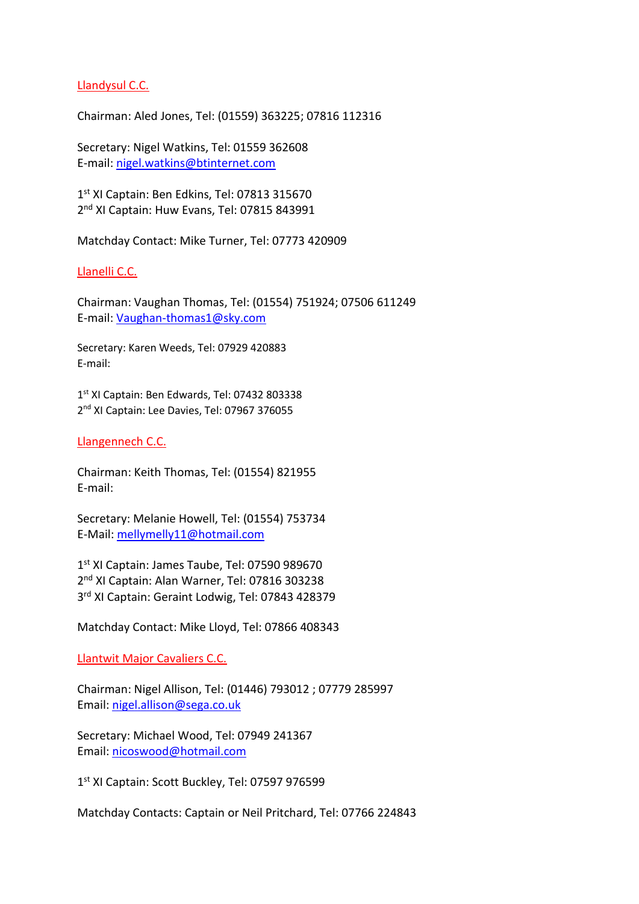## Llandysul C.C.

Chairman: Aled Jones, Tel: (01559) 363225; 07816 112316

Secretary: Nigel Watkins, Tel: 01559 362608
E-mail: nigel.watkins@btinternet.com

1st XI Captain: Ben Edkins, Tel: 07813 315670
2nd XI Captain: Huw Evans, Tel: 07815 843991

Matchday Contact: Mike Turner, Tel: 07773 420909

## Llanelli C.C.

Chairman: Vaughan Thomas, Tel: (01554) 751924; 07506 611249
E-mail: Vaughan-thomas1@sky.com

Secretary: Karen Weeds, Tel: 07929 420883
E-mail:

1st XI Captain: Ben Edwards, Tel: 07432 803338
2nd XI Captain: Lee Davies, Tel: 07967 376055

## Llangennech C.C.

Chairman: Keith Thomas, Tel: (01554) 821955
E-mail:

Secretary: Melanie Howell, Tel: (01554) 753734
E-Mail: mellymelly11@hotmail.com

1st XI Captain: James Taube, Tel: 07590 989670
2nd XI Captain: Alan Warner, Tel: 07816 303238
3rd XI Captain: Geraint Lodwig, Tel: 07843 428379

Matchday Contact: Mike Lloyd, Tel: 07866 408343

## Llantwit Major Cavaliers C.C.

Chairman: Nigel Allison, Tel: (01446) 793012 ; 07779 285997
Email: nigel.allison@sega.co.uk

Secretary: Michael Wood, Tel: 07949 241367
Email: nicoswood@hotmail.com

1st XI Captain: Scott Buckley, Tel: 07597 976599

Matchday Contacts: Captain or Neil Pritchard, Tel: 07766 224843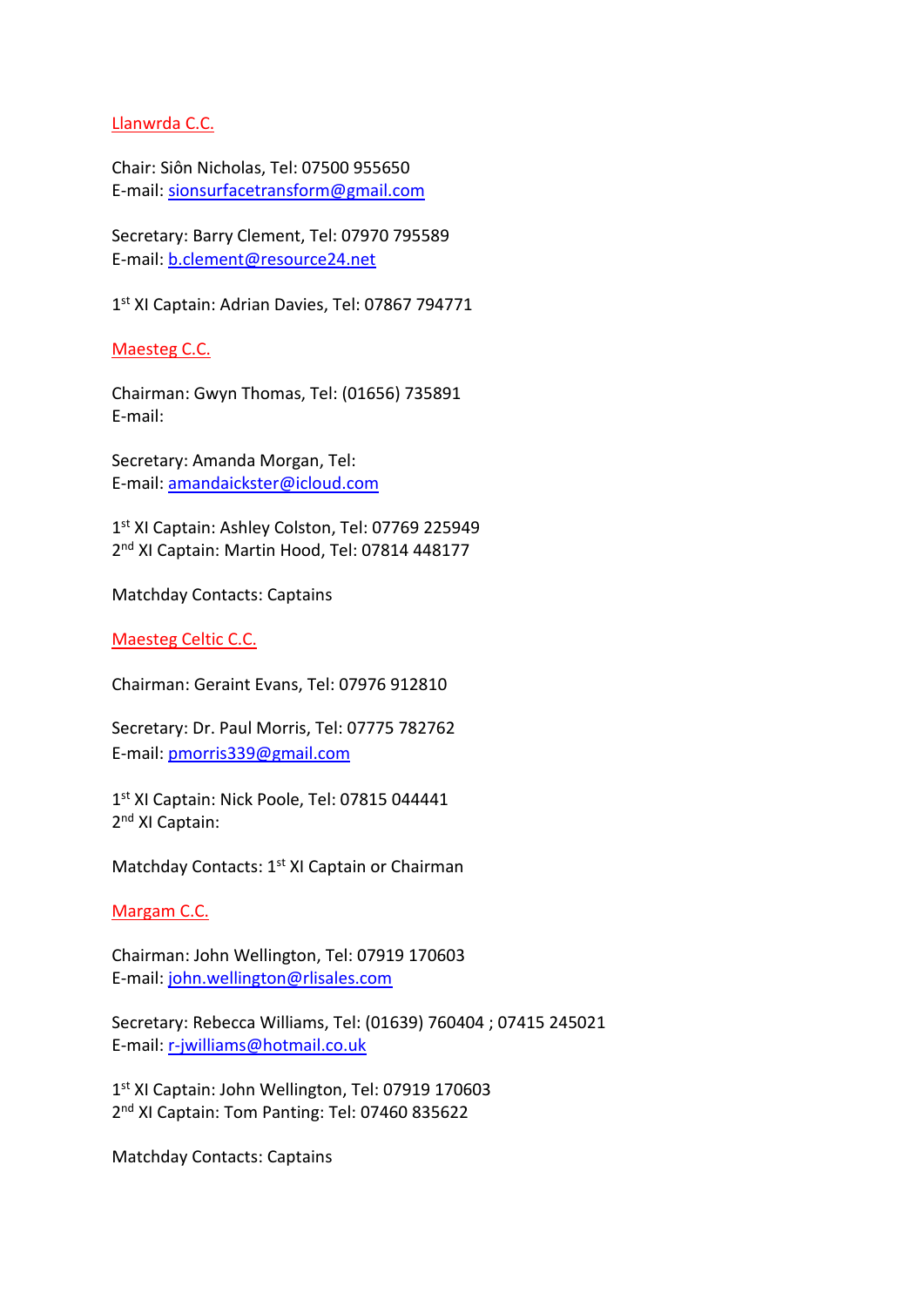## Llanwrda C.C.

Chair: Siôn Nicholas, Tel: 07500 955650
E-mail: sionsurfacetransform@gmail.com

Secretary: Barry Clement, Tel: 07970 795589
E-mail: b.clement@resource24.net

1st XI Captain: Adrian Davies, Tel: 07867 794771

## Maesteg C.C.

Chairman: Gwyn Thomas, Tel: (01656) 735891
E-mail:

Secretary: Amanda Morgan, Tel:
E-mail: amandaickster@icloud.com

1st XI Captain: Ashley Colston, Tel: 07769 225949
2nd XI Captain: Martin Hood, Tel: 07814 448177

Matchday Contacts: Captains

## Maesteg Celtic C.C.

Chairman: Geraint Evans, Tel: 07976 912810

Secretary: Dr. Paul Morris, Tel: 07775 782762
E-mail: pmorris339@gmail.com

1st XI Captain: Nick Poole, Tel: 07815 044441
2nd XI Captain:

Matchday Contacts: 1st XI Captain or Chairman

## Margam C.C.

Chairman: John Wellington, Tel: 07919 170603
E-mail: john.wellington@rlisales.com

Secretary: Rebecca Williams, Tel: (01639) 760404 ; 07415 245021
E-mail: r-jwilliams@hotmail.co.uk

1st XI Captain: John Wellington, Tel: 07919 170603
2nd XI Captain: Tom Panting: Tel: 07460 835622

Matchday Contacts: Captains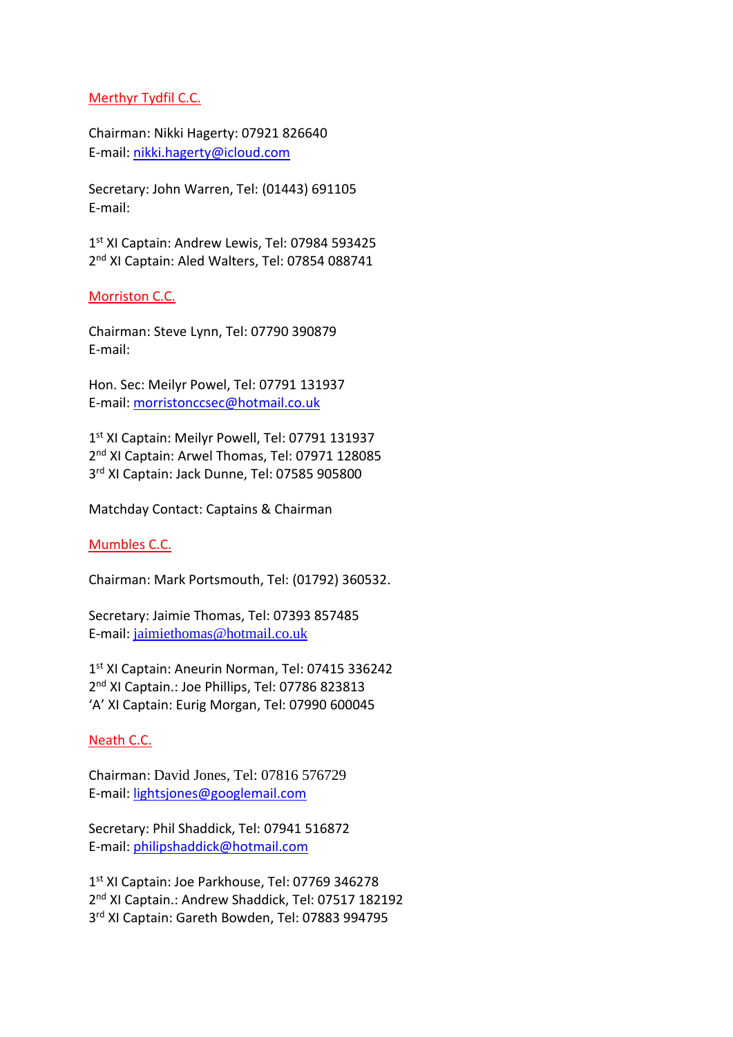## Merthyr Tydfil C.C.

Chairman: Nikki Hagerty: 07921 826640
E-mail: nikki.hagerty@icloud.com

Secretary: John Warren, Tel: (01443) 691105
E-mail:

1st XI Captain: Andrew Lewis, Tel: 07984 593425
2nd XI Captain: Aled Walters, Tel: 07854 088741

## Morriston C.C.

Chairman: Steve Lynn, Tel: 07790 390879
E-mail:

Hon. Sec: Meilyr Powel, Tel: 07791 131937
E-mail: morristonccsec@hotmail.co.uk

1st XI Captain: Meilyr Powell, Tel: 07791 131937
2nd XI Captain: Arwel Thomas, Tel: 07971 128085
3rd XI Captain: Jack Dunne, Tel: 07585 905800

Matchday Contact: Captains & Chairman

## Mumbles C.C.

Chairman: Mark Portsmouth, Tel: (01792) 360532.

Secretary: Jaimie Thomas, Tel: 07393 857485
E-mail: jaimiethomas@hotmail.co.uk

1st XI Captain: Aneurin Norman, Tel: 07415 336242
2nd XI Captain.: Joe Phillips, Tel: 07786 823813
'A' XI Captain: Eurig Morgan, Tel: 07990 600045

## Neath C.C.

Chairman: David Jones, Tel: 07816 576729
E-mail: lightsjones@googlemail.com

Secretary: Phil Shaddick, Tel: 07941 516872
E-mail: philipshaddick@hotmail.com

1st XI Captain: Joe Parkhouse, Tel: 07769 346278
2nd XI Captain.: Andrew Shaddick, Tel: 07517 182192
3rd XI Captain: Gareth Bowden, Tel: 07883 994795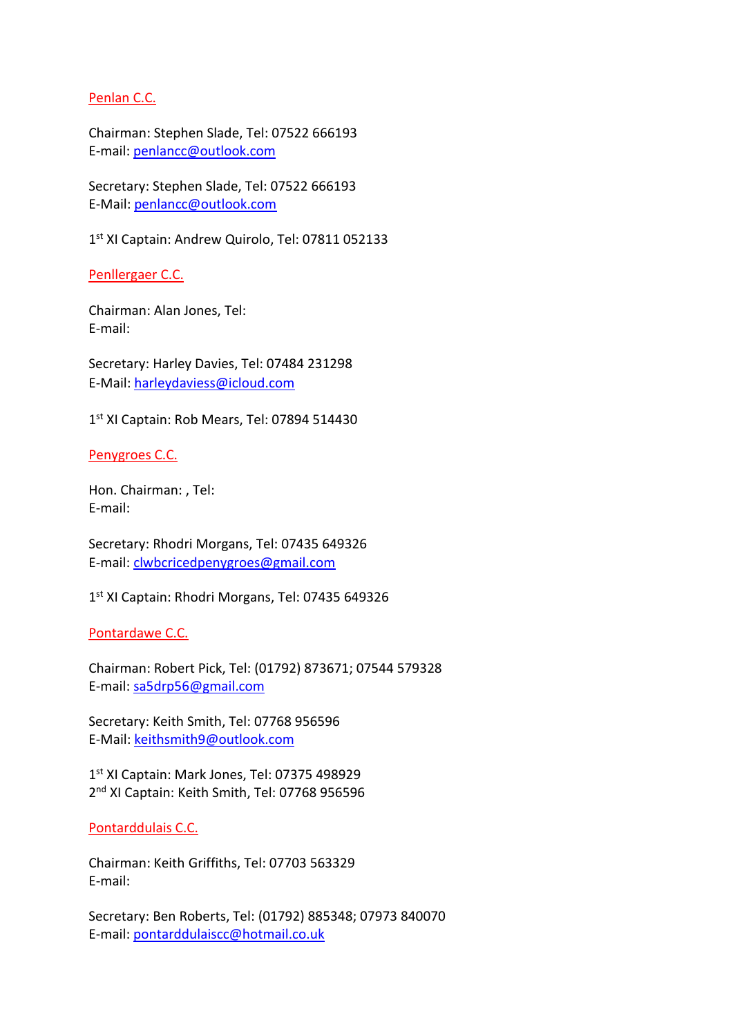## Penlan C.C.

Chairman: Stephen Slade, Tel: 07522 666193
E-mail: penlancc@outlook.com

Secretary: Stephen Slade, Tel: 07522 666193
E-Mail: penlancc@outlook.com

1st XI Captain: Andrew Quirolo, Tel: 07811 052133

## Penllergaer C.C.

Chairman: Alan Jones, Tel:
E-mail:

Secretary: Harley Davies, Tel: 07484 231298
E-Mail: harleydaviess@icloud.com

1st XI Captain: Rob Mears, Tel: 07894 514430

## Penygroes C.C.

Hon. Chairman: , Tel:
E-mail:

Secretary: Rhodri Morgans, Tel: 07435 649326
E-mail: clwbcricedpenygroes@gmail.com

1st XI Captain: Rhodri Morgans, Tel: 07435 649326

## Pontardawe C.C.

Chairman: Robert Pick, Tel: (01792) 873671; 07544 579328
E-mail: sa5drp56@gmail.com

Secretary: Keith Smith, Tel: 07768 956596
E-Mail: keithsmith9@outlook.com

1st XI Captain: Mark Jones, Tel: 07375 498929
2nd XI Captain: Keith Smith, Tel: 07768 956596

## Pontarddulais C.C.

Chairman: Keith Griffiths, Tel: 07703 563329
E-mail:

Secretary: Ben Roberts, Tel: (01792) 885348; 07973 840070
E-mail: pontarddulaiscc@hotmail.co.uk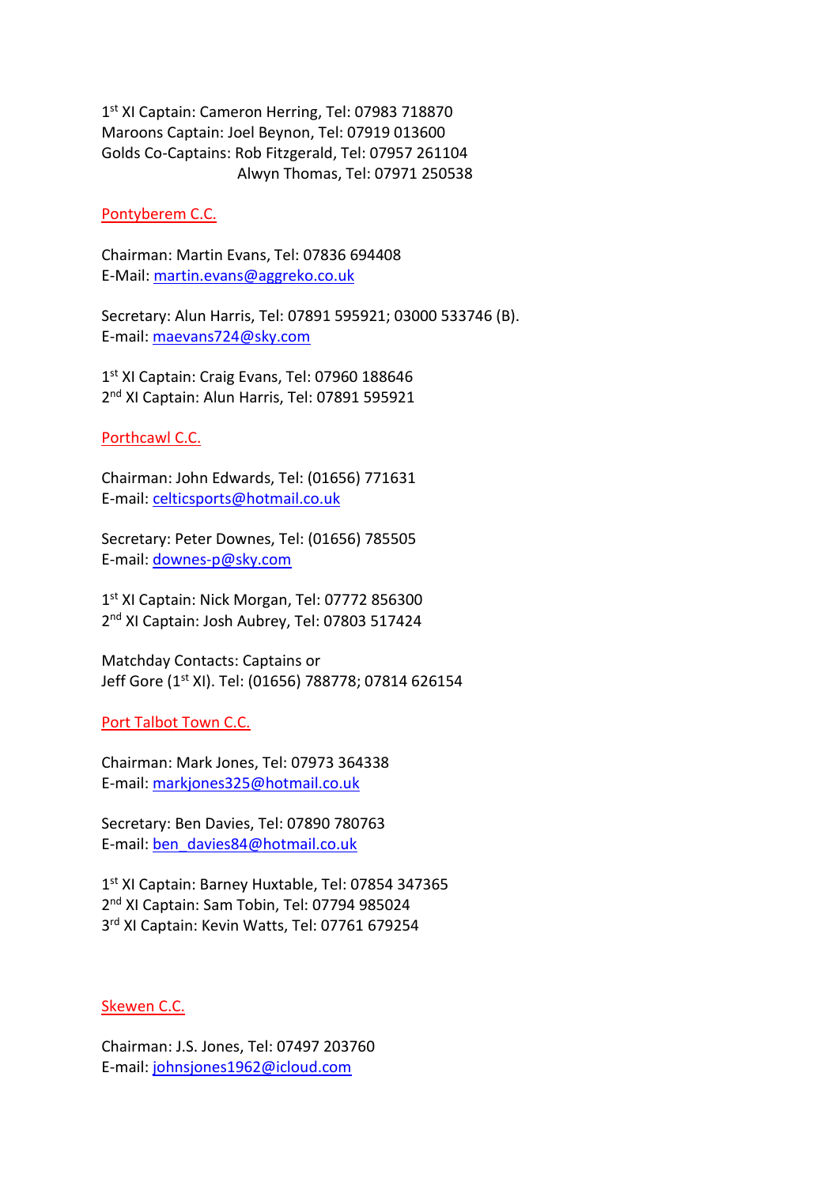1st XI Captain: Cameron Herring, Tel: 07983 718870
Maroons Captain: Joel Beynon, Tel: 07919 013600
Golds Co-Captains: Rob Fitzgerald, Tel: 07957 261104
Alwyn Thomas, Tel: 07971 250538

## Pontyberem C.C.

Chairman: Martin Evans, Tel: 07836 694408
E-Mail: martin.evans@aggreko.co.uk

Secretary: Alun Harris, Tel: 07891 595921; 03000 533746 (B).
E-mail: maevans724@sky.com

1st XI Captain: Craig Evans, Tel: 07960 188646
2nd XI Captain: Alun Harris, Tel: 07891 595921

## Porthcawl C.C.

Chairman: John Edwards, Tel: (01656) 771631
E-mail: celticsports@hotmail.co.uk

Secretary: Peter Downes, Tel: (01656) 785505
E-mail: downes-p@sky.com

1st XI Captain: Nick Morgan, Tel: 07772 856300
2nd XI Captain: Josh Aubrey, Tel: 07803 517424

Matchday Contacts: Captains or
Jeff Gore (1st XI). Tel: (01656) 788778; 07814 626154

## Port Talbot Town C.C.

Chairman: Mark Jones, Tel: 07973 364338
E-mail: markjones325@hotmail.co.uk

Secretary: Ben Davies, Tel: 07890 780763
E-mail: ben_davies84@hotmail.co.uk

1st XI Captain: Barney Huxtable, Tel: 07854 347365
2nd XI Captain: Sam Tobin, Tel: 07794 985024
3rd XI Captain: Kevin Watts, Tel: 07761 679254

## Skewen C.C.

Chairman: J.S. Jones, Tel: 07497 203760
E-mail: johnsjones1962@icloud.com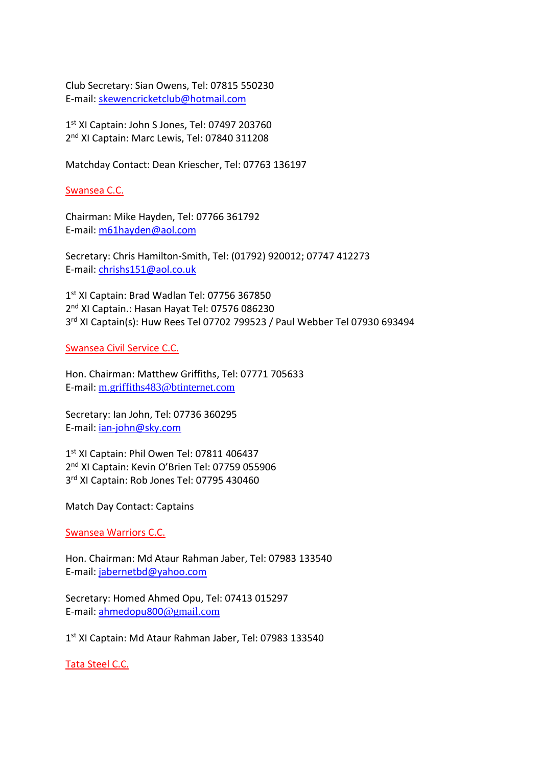Club Secretary: Sian Owens, Tel: 07815 550230
E-mail: skewencricketclub@hotmail.com

1st XI Captain: John S Jones, Tel: 07497 203760
2nd XI Captain: Marc Lewis, Tel: 07840 311208

Matchday Contact: Dean Kriescher, Tel: 07763 136197

## Swansea C.C.

Chairman: Mike Hayden, Tel: 07766 361792
E-mail: m61hayden@aol.com

Secretary: Chris Hamilton-Smith, Tel: (01792) 920012; 07747 412273
E-mail: chrishs151@aol.co.uk

1st XI Captain: Brad Wadlan Tel: 07756 367850
2nd XI Captain.: Hasan Hayat Tel: 07576 086230
3rd XI Captain(s): Huw Rees Tel 07702 799523 / Paul Webber Tel 07930 693494

## Swansea Civil Service C.C.

Hon. Chairman: Matthew Griffiths, Tel: 07771 705633
E-mail: m.griffiths483@btinternet.com

Secretary: Ian John, Tel: 07736 360295
E-mail: ian-john@sky.com

1st XI Captain: Phil Owen Tel: 07811 406437
2nd XI Captain: Kevin O'Brien Tel: 07759 055906
3rd XI Captain: Rob Jones Tel: 07795 430460

Match Day Contact: Captains

## Swansea Warriors C.C.

Hon. Chairman: Md Ataur Rahman Jaber, Tel: 07983 133540
E-mail: jabernetbd@yahoo.com

Secretary: Homed Ahmed Opu, Tel: 07413 015297
E-mail: ahmedopu800@gmail.com

1st XI Captain: Md Ataur Rahman Jaber, Tel: 07983 133540

## Tata Steel C.C.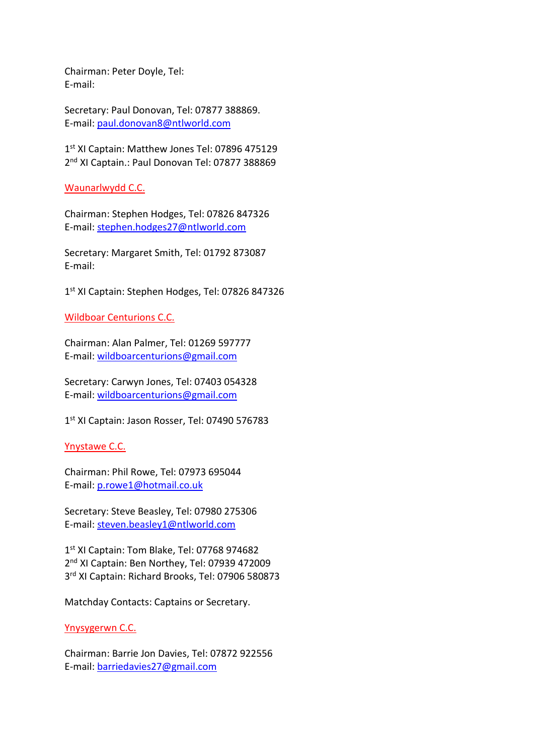Chairman: Peter Doyle, Tel:
E-mail:

Secretary: Paul Donovan, Tel: 07877 388869.
E-mail: paul.donovan8@ntlworld.com

1st XI Captain: Matthew Jones Tel: 07896 475129
2nd XI Captain.: Paul Donovan Tel: 07877 388869

## Waunarlwydd C.C.

Chairman: Stephen Hodges, Tel: 07826 847326
E-mail: stephen.hodges27@ntlworld.com

Secretary: Margaret Smith, Tel: 01792 873087
E-mail:

1st XI Captain: Stephen Hodges, Tel: 07826 847326

## Wildboar Centurions C.C.

Chairman: Alan Palmer, Tel: 01269 597777
E-mail: wildboarcenturions@gmail.com

Secretary: Carwyn Jones, Tel: 07403 054328
E-mail: wildboarcenturions@gmail.com

1st XI Captain: Jason Rosser, Tel: 07490 576783

## Ynystawe C.C.

Chairman: Phil Rowe, Tel: 07973 695044
E-mail: p.rowe1@hotmail.co.uk

Secretary: Steve Beasley, Tel: 07980 275306
E-mail: steven.beasley1@ntlworld.com

1st XI Captain: Tom Blake, Tel: 07768 974682
2nd XI Captain: Ben Northey, Tel: 07939 472009
3rd XI Captain: Richard Brooks, Tel: 07906 580873

Matchday Contacts: Captains or Secretary.

## Ynysygerwn C.C.

Chairman: Barrie Jon Davies, Tel: 07872 922556
E-mail: barriedavies27@gmail.com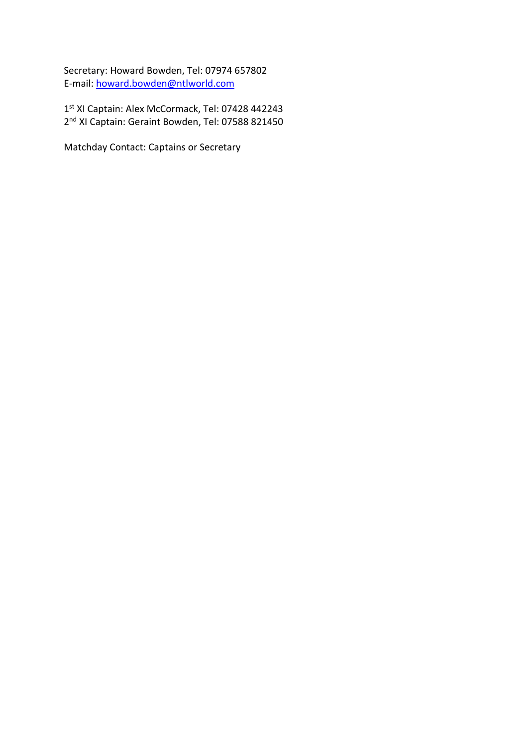Secretary: Howard Bowden, Tel: 07974 657802
E-mail: howard.bowden@ntlworld.com

1st XI Captain: Alex McCormack, Tel: 07428 442243
2nd XI Captain: Geraint Bowden, Tel: 07588 821450

Matchday Contact: Captains or Secretary